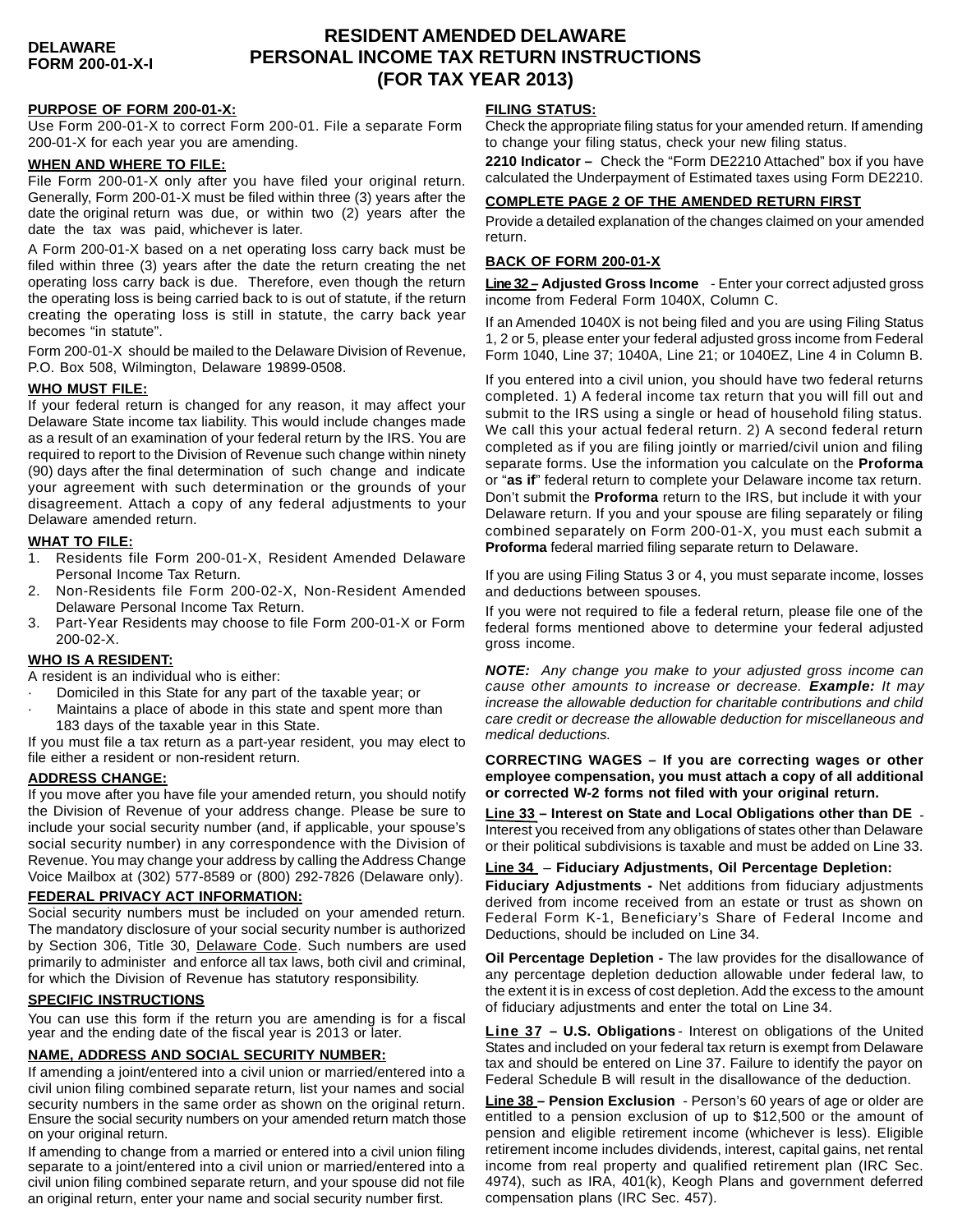**DELAWARE FORM 200-01-X-I**

# RESIDENT AMENDED DELAWARE PERSONAL INCOME TAX RETURN INSTRUCTIONS (FOR TAX YEAR 2013)

## PURPOSE OF FORM 200-01-X:

Use Form 200-01-X to correct Form 200-01. File a separate Form 200-01-X for each year you are amending.

## WHEN AND WHERE TO FILE:

File Form 200-01-X only after you have filed your original return. Generally, Form 200-01-X must be filed within three (3) years after the date the original return was due, or within two (2) years after the date the tax was paid, whichever is later.

A Form 200-01-X based on a net operating loss carry back must be filed within three (3) years after the date the return creating the net operating loss carry back is due. Therefore, even though the return the operating loss is being carried back to is out of statute, if the return creating the operating loss is still in statute, the carry back year becomes "in statute".

Form 200-01-X should be mailed to the Delaware Division of Revenue, P.O. Box 508, Wilmington, Delaware 19899-0508.

## WHO MUST FILE:

If your federal return is changed for any reason, it may affect your Delaware State income tax liability. This would include changes made as a result of an examination of your federal return by the IRS. You are required to report to the Division of Revenue such change within ninety (90) days after the final determination of such change and indicate your agreement with such determination or the grounds of your disagreement. Attach a copy of any federal adjustments to your Delaware amended return.

## WHAT TO FILE:

1. Residents file Form 200-01-X, Resident Amended Delaware Personal Income Tax Return.
2. Non-Residents file Form 200-02-X, Non-Resident Amended Delaware Personal Income Tax Return.
3. Part-Year Residents may choose to file Form 200-01-X or Form 200-02-X.

## WHO IS A RESIDENT:

A resident is an individual who is either:

- Domiciled in this State for any part of the taxable year; or
- Maintains a place of abode in this state and spent more than 183 days of the taxable year in this State.

If you must file a tax return as a part-year resident, you may elect to file either a resident or non-resident return.

## ADDRESS CHANGE:

If you move after you have file your amended return, you should notify the Division of Revenue of your address change. Please be sure to include your social security number (and, if applicable, your spouse's social security number) in any correspondence with the Division of Revenue. You may change your address by calling the Address Change Voice Mailbox at (302) 577-8589 or (800) 292-7826 (Delaware only).

## FEDERAL PRIVACY ACT INFORMATION:

Social security numbers must be included on your amended return. The mandatory disclosure of your social security number is authorized by Section 306, Title 30, Delaware Code. Such numbers are used primarily to administer and enforce all tax laws, both civil and criminal, for which the Division of Revenue has statutory responsibility.

## SPECIFIC INSTRUCTIONS

You can use this form if the return you are amending is for a fiscal year and the ending date of the fiscal year is 2013 or later.

## NAME, ADDRESS AND SOCIAL SECURITY NUMBER:

If amending a joint/entered into a civil union or married/entered into a civil union filing combined separate return, list your names and social security numbers in the same order as shown on the original return. Ensure the social security numbers on your amended return match those on your original return.

If amending to change from a married or entered into a civil union filing separate to a joint/entered into a civil union or married/entered into a civil union filing combined separate return, and your spouse did not file an original return, enter your name and social security number first.

## FILING STATUS:

Check the appropriate filing status for your amended return. If amending to change your filing status, check your new filing status.

**2210 Indicator –** Check the "Form DE2210 Attached" box if you have calculated the Underpayment of Estimated taxes using Form DE2210.

## COMPLETE PAGE 2 OF THE AMENDED RETURN FIRST

Provide a detailed explanation of the changes claimed on your amended return.

## BACK OF FORM 200-01-X

**Line 32 – Adjusted Gross Income** - Enter your correct adjusted gross income from Federal Form 1040X, Column C.

If an Amended 1040X is not being filed and you are using Filing Status 1, 2 or 5, please enter your federal adjusted gross income from Federal Form 1040, Line 37; 1040A, Line 21; or 1040EZ, Line 4 in Column B.

If you entered into a civil union, you should have two federal returns completed. 1) A federal income tax return that you will fill out and submit to the IRS using a single or head of household filing status. We call this your actual federal return. 2) A second federal return completed as if you are filing jointly or married/civil union and filing separate forms. Use the information you calculate on the **Proforma** or "**as if**" federal return to complete your Delaware income tax return. Don't submit the **Proforma** return to the IRS, but include it with your Delaware return. If you and your spouse are filing separately or filing combined separately on Form 200-01-X, you must each submit a **Proforma** federal married filing separate return to Delaware.

If you are using Filing Status 3 or 4, you must separate income, losses and deductions between spouses.

If you were not required to file a federal return, please file one of the federal forms mentioned above to determine your federal adjusted gross income.

***NOTE:*** *Any change you make to your adjusted gross income can cause other amounts to increase or decrease.* ***Example:*** *It may increase the allowable deduction for charitable contributions and child care credit or decrease the allowable deduction for miscellaneous and medical deductions.*

**CORRECTING WAGES – If you are correcting wages or other employee compensation, you must attach a copy of all additional or corrected W-2 forms not filed with your original return.**

**Line 33 – Interest on State and Local Obligations other than DE** - Interest you received from any obligations of states other than Delaware or their political subdivisions is taxable and must be added on Line 33.

**Line 34 – Fiduciary Adjustments, Oil Percentage Depletion:**

**Fiduciary Adjustments -** Net additions from fiduciary adjustments derived from income received from an estate or trust as shown on Federal Form K-1, Beneficiary's Share of Federal Income and Deductions, should be included on Line 34.

**Oil Percentage Depletion -** The law provides for the disallowance of any percentage depletion deduction allowable under federal law, to the extent it is in excess of cost depletion. Add the excess to the amount of fiduciary adjustments and enter the total on Line 34.

**Line 37 – U.S. Obligations** - Interest on obligations of the United States and included on your federal tax return is exempt from Delaware tax and should be entered on Line 37. Failure to identify the payor on Federal Schedule B will result in the disallowance of the deduction.

**Line 38 – Pension Exclusion** - Person's 60 years of age or older are entitled to a pension exclusion of up to $12,500 or the amount of pension and eligible retirement income (whichever is less). Eligible retirement income includes dividends, interest, capital gains, net rental income from real property and qualified retirement plan (IRC Sec. 4974), such as IRA, 401(k), Keogh Plans and government deferred compensation plans (IRC Sec. 457).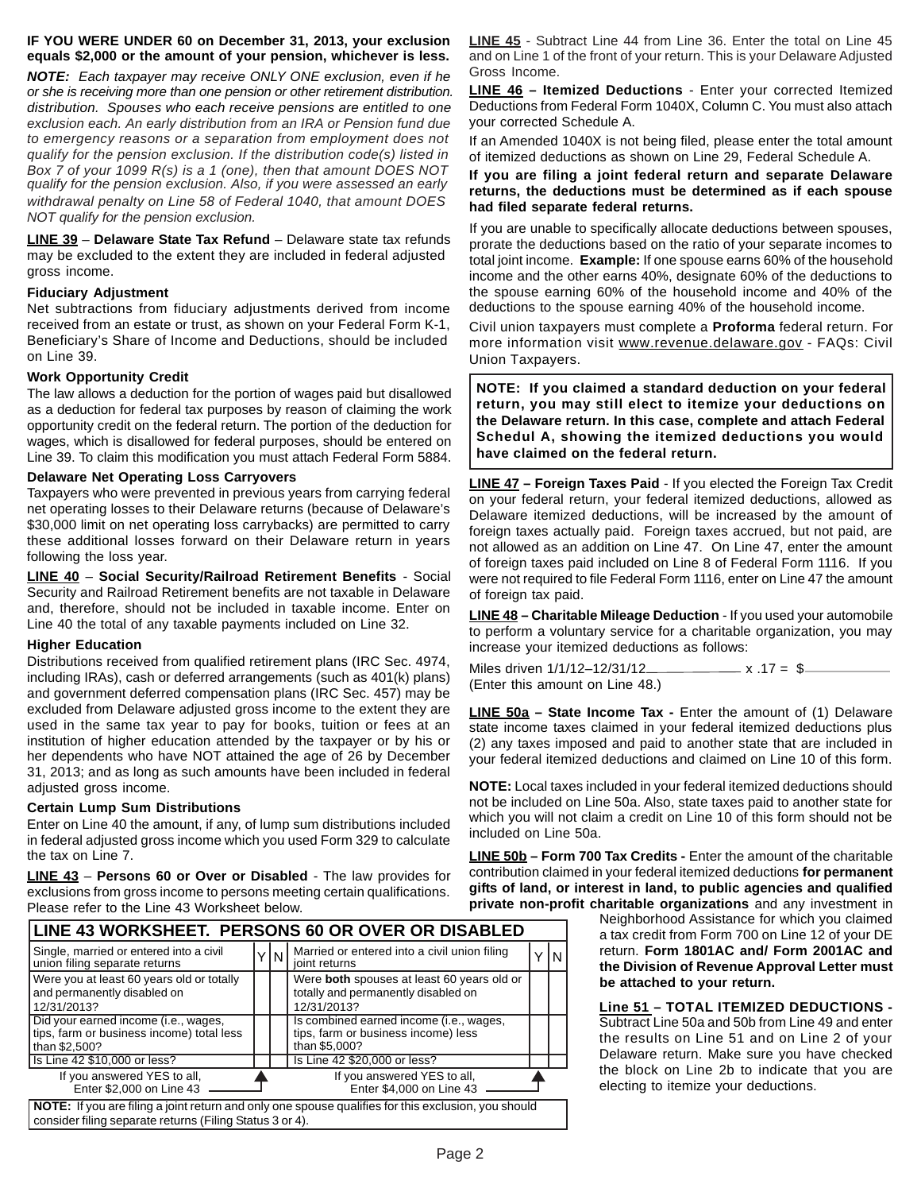**IF YOU WERE UNDER 60 on December 31, 2013, your exclusion equals $2,000 or the amount of your pension, whichever is less.**

***NOTE:*** *Each taxpayer may receive ONLY ONE exclusion, even if he or she is receiving more than one pension or other retirement distribution. Spouses who each receive pensions are entitled to one exclusion each. An early distribution from an IRA or Pension fund due to emergency reasons or a separation from employment does not qualify for the pension exclusion. If the distribution code(s) listed in Box 7 of your 1099 R(s) is a 1 (one), then that amount DOES NOT qualify for the pension exclusion. Also, if you were assessed an early withdrawal penalty on Line 58 of Federal 1040, that amount DOES NOT qualify for the pension exclusion.*

**LINE 39** – **Delaware State Tax Refund** – Delaware state tax refunds may be excluded to the extent they are included in federal adjusted gross income.

**Fiduciary Adjustment**

Net subtractions from fiduciary adjustments derived from income received from an estate or trust, as shown on your Federal Form K-1, Beneficiary's Share of Income and Deductions, should be included on Line 39.

**Work Opportunity Credit**

The law allows a deduction for the portion of wages paid but disallowed as a deduction for federal tax purposes by reason of claiming the work opportunity credit on the federal return. The portion of the deduction for wages, which is disallowed for federal purposes, should be entered on Line 39. To claim this modification you must attach Federal Form 5884.

**Delaware Net Operating Loss Carryovers**

Taxpayers who were prevented in previous years from carrying federal net operating losses to their Delaware returns (because of Delaware's $30,000 limit on net operating loss carrybacks) are permitted to carry these additional losses forward on their Delaware return in years following the loss year.

**LINE 40** – **Social Security/Railroad Retirement Benefits** - Social Security and Railroad Retirement benefits are not taxable in Delaware and, therefore, should not be included in taxable income. Enter on Line 40 the total of any taxable payments included on Line 32.

**Higher Education**

Distributions received from qualified retirement plans (IRC Sec. 4974, including IRAs), cash or deferred arrangements (such as 401(k) plans) and government deferred compensation plans (IRC Sec. 457) may be excluded from Delaware adjusted gross income to the extent they are used in the same tax year to pay for books, tuition or fees at an institution of higher education attended by the taxpayer or by his or her dependents who have NOT attained the age of 26 by December 31, 2013; and as long as such amounts have been included in federal adjusted gross income.

**Certain Lump Sum Distributions**

Enter on Line 40 the amount, if any, of lump sum distributions included in federal adjusted gross income which you used Form 329 to calculate the tax on Line 7.

**LINE 43** – **Persons 60 or Over or Disabled** - The law provides for exclusions from gross income to persons meeting certain qualifications. Please refer to the Line 43 Worksheet below.

**LINE 43 WORKSHEET. PERSONS 60 OR OVER OR DISABLED**

| Single, married or entered into a civil union filing separate returns | Y | N | Married or entered into a civil union filing joint returns | Y | N |
|---|---|---|---|---|---|
| Were you at least 60 years old or totally and permanently disabled on 12/31/2013? | | | Were **both** spouses at least 60 years old or totally and permanently disabled on 12/31/2013? | | |
| Did your earned income (i.e., wages, tips, farm or business income) total less than $2,500? | | | Is combined earned income (i.e., wages, tips, farm or business income) less than $5,000? | | |
| Is Line 42 $10,000 or less? | | | Is Line 42 $20,000 or less? | | |
| If you answered YES to all, Enter $2,000 on Line 43 | | | If you answered YES to all, Enter $4,000 on Line 43 | | |

**NOTE:** If you are filing a joint return and only one spouse qualifies for this exclusion, you should consider filing separate returns (Filing Status 3 or 4).

**LINE 45** - Subtract Line 44 from Line 36. Enter the total on Line 45 and on Line 1 of the front of your return. This is your Delaware Adjusted Gross Income.

**LINE 46 – Itemized Deductions** - Enter your corrected Itemized Deductions from Federal Form 1040X, Column C. You must also attach your corrected Schedule A.

If an Amended 1040X is not being filed, please enter the total amount of itemized deductions as shown on Line 29, Federal Schedule A.

**If you are filing a joint federal return and separate Delaware returns, the deductions must be determined as if each spouse had filed separate federal returns.**

If you are unable to specifically allocate deductions between spouses, prorate the deductions based on the ratio of your separate incomes to total joint income. **Example:** If one spouse earns 60% of the household income and the other earns 40%, designate 60% of the deductions to the spouse earning 60% of the household income and 40% of the deductions to the spouse earning 40% of the household income.

Civil union taxpayers must complete a **Proforma** federal return. For more information visit www.revenue.delaware.gov - FAQs: Civil Union Taxpayers.

**NOTE: If you claimed a standard deduction on your federal return, you may still elect to itemize your deductions on the Delaware return. In this case, complete and attach Federal Schedul A, showing the itemized deductions you would have claimed on the federal return.**

**LINE 47 – Foreign Taxes Paid** - If you elected the Foreign Tax Credit on your federal return, your federal itemized deductions, allowed as Delaware itemized deductions, will be increased by the amount of foreign taxes actually paid. Foreign taxes accrued, but not paid, are not allowed as an addition on Line 47. On Line 47, enter the amount of foreign taxes paid included on Line 8 of Federal Form 1116. If you were not required to file Federal Form 1116, enter on Line 47 the amount of foreign tax paid.

**LINE 48 – Charitable Mileage Deduction** - If you used your automobile to perform a voluntary service for a charitable organization, you may increase your itemized deductions as follows:

Miles driven 1/1/12–12/31/12__________ x .17 = $__________
(Enter this amount on Line 48.)

**LINE 50a – State Income Tax -** Enter the amount of (1) Delaware state income taxes claimed in your federal itemized deductions plus (2) any taxes imposed and paid to another state that are included in your federal itemized deductions and claimed on Line 10 of this form.

**NOTE:** Local taxes included in your federal itemized deductions should not be included on Line 50a. Also, state taxes paid to another state for which you will not claim a credit on Line 10 of this form should not be included on Line 50a.

**LINE 50b – Form 700 Tax Credits -** Enter the amount of the charitable contribution claimed in your federal itemized deductions **for permanent gifts of land, or interest in land, to public agencies and qualified private non-profit charitable organizations** and any investment in Neighborhood Assistance for which you claimed a tax credit from Form 700 on Line 12 of your DE return. **Form 1801AC and/ Form 2001AC and the Division of Revenue Approval Letter must be attached to your return.**

**Line 51 – TOTAL ITEMIZED DEDUCTIONS -** Subtract Line 50a and 50b from Line 49 and enter the results on Line 51 and on Line 2 of your Delaware return. Make sure you have checked the block on Line 2b to indicate that you are electing to itemize your deductions.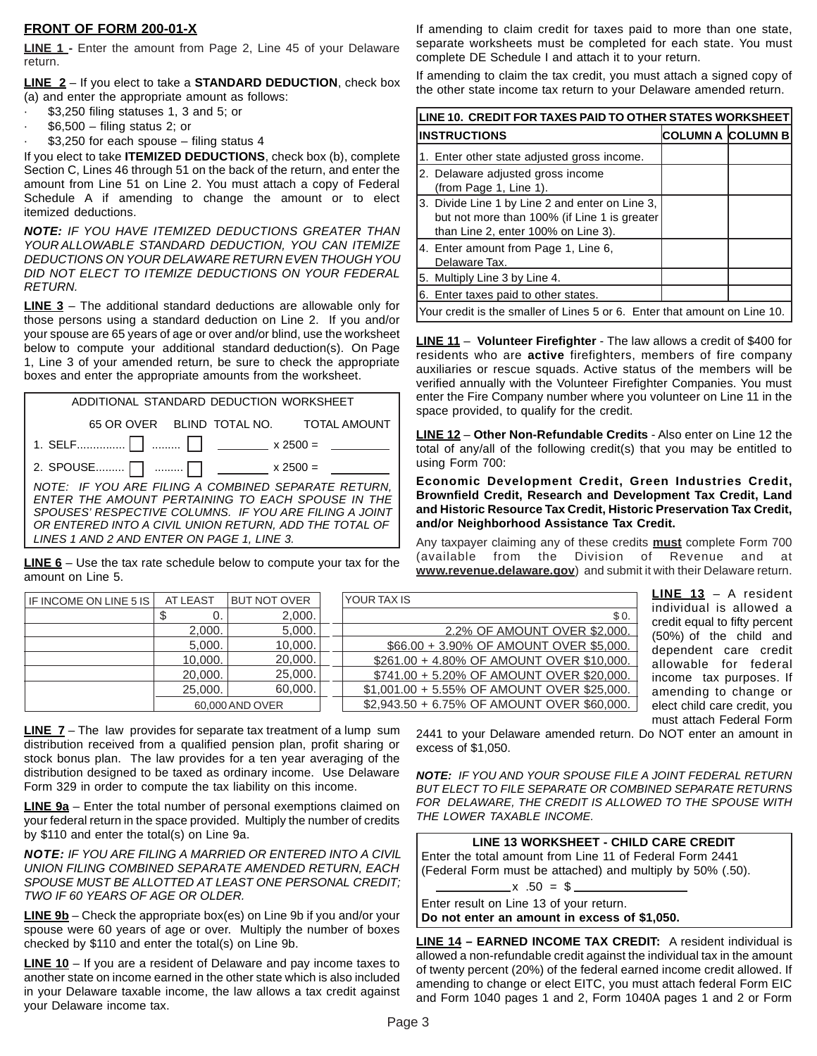## FRONT OF FORM 200-01-X

**LINE 1** - Enter the amount from Page 2, Line 45 of your Delaware return.

**LINE 2** – If you elect to take a **STANDARD DEDUCTION**, check box (a) and enter the appropriate amount as follows:

- $3,250 filing statuses 1, 3 and 5; or
- $6,500 – filing status 2; or
- $3,250 for each spouse – filing status 4

If you elect to take **ITEMIZED DEDUCTIONS**, check box (b), complete Section C, Lines 46 through 51 on the back of the return, and enter the amount from Line 51 on Line 2. You must attach a copy of Federal Schedule A if amending to change the amount or to elect itemized deductions.

***NOTE:*** *IF YOU HAVE ITEMIZED DEDUCTIONS GREATER THAN YOUR ALLOWABLE STANDARD DEDUCTION, YOU CAN ITEMIZE DEDUCTIONS ON YOUR DELAWARE RETURN EVEN THOUGH YOU DID NOT ELECT TO ITEMIZE DEDUCTIONS ON YOUR FEDERAL RETURN.*

**LINE 3** – The additional standard deductions are allowable only for those persons using a standard deduction on Line 2. If you and/or your spouse are 65 years of age or over and/or blind, use the worksheet below to compute your additional standard deduction(s). On Page 1, Line 3 of your amended return, be sure to check the appropriate boxes and enter the appropriate amounts from the worksheet.

| ADDITIONAL STANDARD DEDUCTION WORKSHEET | 65 OR OVER | BLIND | TOTAL NO. | | TOTAL AMOUNT |
|---|---|---|---|---|---|
| 1. SELF | ☐ | ☐ | ______ | x 2500 = | ______ |
| 2. SPOUSE | ☐ | ☐ | ______ | x 2500 = | ______ |

*NOTE: IF YOU ARE FILING A COMBINED SEPARATE RETURN, ENTER THE AMOUNT PERTAINING TO EACH SPOUSE IN THE SPOUSES' RESPECTIVE COLUMNS. IF YOU ARE FILING A JOINT OR ENTERED INTO A CIVIL UNION RETURN, ADD THE TOTAL OF LINES 1 AND 2 AND ENTER ON PAGE 1, LINE 3.*

**LINE 6** – Use the tax rate schedule below to compute your tax for the amount on Line 5.

| IF INCOME ON LINE 5 IS | AT LEAST | BUT NOT OVER | YOUR TAX IS |
|---|---|---|---|
| | $ 0. | 2,000. | $ 0. |
| | 2,000. | 5,000. | 2.2% OF AMOUNT OVER $2,000. |
| | 5,000. | 10,000. | $66.00 + 3.90% OF AMOUNT OVER $5,000. |
| | 10,000. | 20,000. | $261.00 + 4.80% OF AMOUNT OVER $10,000. |
| | 20,000. | 25,000. | $741.00 + 5.20% OF AMOUNT OVER $20,000. |
| | 25,000. | 60,000. | $1,001.00 + 5.55% OF AMOUNT OVER $25,000. |
| | 60,000 AND OVER | | $2,943.50 + 6.75% OF AMOUNT OVER $60,000. |

**LINE 7** – The law provides for separate tax treatment of a lump sum distribution received from a qualified pension plan, profit sharing or stock bonus plan. The law provides for a ten year averaging of the distribution designed to be taxed as ordinary income. Use Delaware Form 329 in order to compute the tax liability on this income.

**LINE 9a** – Enter the total number of personal exemptions claimed on your federal return in the space provided. Multiply the number of credits by $110 and enter the total(s) on Line 9a.

***NOTE:*** *IF YOU ARE FILING A MARRIED OR ENTERED INTO A CIVIL UNION FILING COMBINED SEPARATE AMENDED RETURN, EACH SPOUSE MUST BE ALLOTTED AT LEAST ONE PERSONAL CREDIT; TWO IF 60 YEARS OF AGE OR OLDER.*

**LINE 9b** – Check the appropriate box(es) on Line 9b if you and/or your spouse were 60 years of age or over. Multiply the number of boxes checked by $110 and enter the total(s) on Line 9b.

**LINE 10** – If you are a resident of Delaware and pay income taxes to another state on income earned in the other state which is also included in your Delaware taxable income, the law allows a tax credit against your Delaware income tax.

If amending to claim credit for taxes paid to more than one state, separate worksheets must be completed for each state. You must complete DE Schedule I and attach it to your return.

If amending to claim the tax credit, you must attach a signed copy of the other state income tax return to your Delaware amended return.

| LINE 10. CREDIT FOR TAXES PAID TO OTHER STATES WORKSHEET | | |
|---|---|---|
| **INSTRUCTIONS** | **COLUMN A** | **COLUMN B** |
| 1. Enter other state adjusted gross income. | | |
| 2. Delaware adjusted gross income (from Page 1, Line 1). | | |
| 3. Divide Line 1 by Line 2 and enter on Line 3, but not more than 100% (if Line 1 is greater than Line 2, enter 100% on Line 3). | | |
| 4. Enter amount from Page 1, Line 6, Delaware Tax. | | |
| 5. Multiply Line 3 by Line 4. | | |
| 6. Enter taxes paid to other states. | | |
| Your credit is the smaller of Lines 5 or 6. Enter that amount on Line 10. | | |

**LINE 11** – **Volunteer Firefighter** - The law allows a credit of $400 for residents who are **active** firefighters, members of fire company auxiliaries or rescue squads. Active status of the members will be verified annually with the Volunteer Firefighter Companies. You must enter the Fire Company number where you volunteer on Line 11 in the space provided, to qualify for the credit.

**LINE 12** – **Other Non-Refundable Credits** - Also enter on Line 12 the total of any/all of the following credit(s) that you may be entitled to using Form 700:

**Economic Development Credit, Green Industries Credit, Brownfield Credit, Research and Development Tax Credit, Land and Historic Resource Tax Credit, Historic Preservation Tax Credit, and/or Neighborhood Assistance Tax Credit.**

Any taxpayer claiming any of these credits **must** complete Form 700 (available from the Division of Revenue and at **www.revenue.delaware.gov**) and submit it with their Delaware return.

**LINE 13** – A resident individual is allowed a credit equal to fifty percent (50%) of the child and dependent care credit allowable for federal income tax purposes. If amending to change or elect child care credit, you must attach Federal Form 2441 to your Delaware amended return. Do NOT enter an amount in excess of $1,050.

***NOTE:*** *IF YOU AND YOUR SPOUSE FILE A JOINT FEDERAL RETURN BUT ELECT TO FILE SEPARATE OR COMBINED SEPARATE RETURNS FOR DELAWARE, THE CREDIT IS ALLOWED TO THE SPOUSE WITH THE LOWER TAXABLE INCOME.*

**LINE 13 WORKSHEET - CHILD CARE CREDIT**

Enter the total amount from Line 11 of Federal Form 2441 (Federal Form must be attached) and multiply by 50% (.50).

__________ x .50 = $ ______________

Enter result on Line 13 of your return.

**Do not enter an amount in excess of $1,050.**

**LINE 14 – EARNED INCOME TAX CREDIT:** A resident individual is allowed a non-refundable credit against the individual tax in the amount of twenty percent (20%) of the federal earned income credit allowed. If amending to change or elect EITC, you must attach federal Form EIC and Form 1040 pages 1 and 2, Form 1040A pages 1 and 2 or Form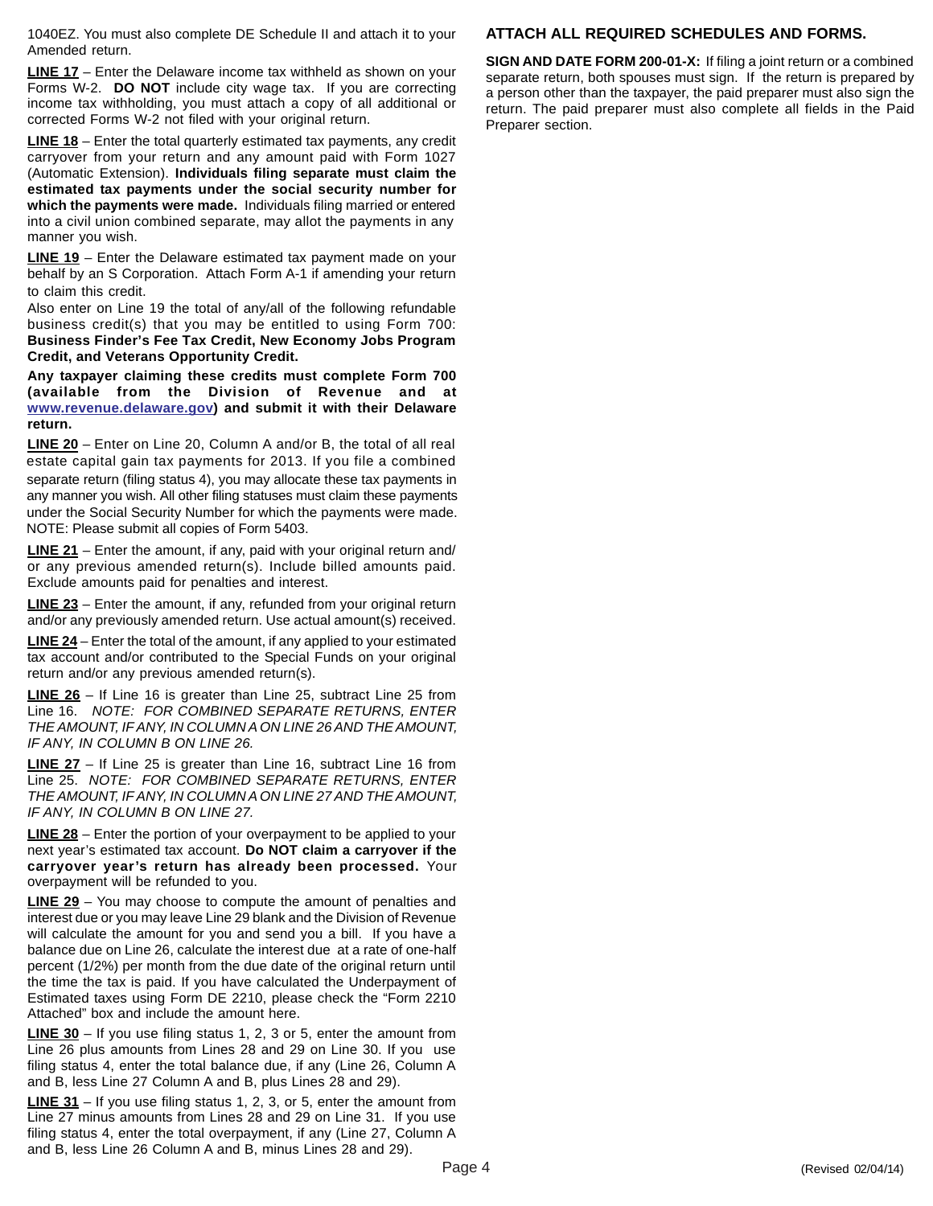1040EZ. You must also complete DE Schedule II and attach it to your Amended return.

**LINE 17** – Enter the Delaware income tax withheld as shown on your Forms W-2. **DO NOT** include city wage tax. If you are correcting income tax withholding, you must attach a copy of all additional or corrected Forms W-2 not filed with your original return.

**LINE 18** – Enter the total quarterly estimated tax payments, any credit carryover from your return and any amount paid with Form 1027 (Automatic Extension). **Individuals filing separate must claim the estimated tax payments under the social security number for which the payments were made.** Individuals filing married or entered into a civil union combined separate, may allot the payments in any manner you wish.

**LINE 19** – Enter the Delaware estimated tax payment made on your behalf by an S Corporation. Attach Form A-1 if amending your return to claim this credit.

Also enter on Line 19 the total of any/all of the following refundable business credit(s) that you may be entitled to using Form 700: **Business Finder's Fee Tax Credit, New Economy Jobs Program Credit, and Veterans Opportunity Credit.**

**Any taxpayer claiming these credits must complete Form 700 (available from the Division of Revenue and at www.revenue.delaware.gov) and submit it with their Delaware return.**

**LINE 20** – Enter on Line 20, Column A and/or B, the total of all real estate capital gain tax payments for 2013. If you file a combined separate return (filing status 4), you may allocate these tax payments in any manner you wish. All other filing statuses must claim these payments under the Social Security Number for which the payments were made. NOTE: Please submit all copies of Form 5403.

**LINE 21** – Enter the amount, if any, paid with your original return and/or any previous amended return(s). Include billed amounts paid. Exclude amounts paid for penalties and interest.

**LINE 23** – Enter the amount, if any, refunded from your original return and/or any previously amended return. Use actual amount(s) received.

**LINE 24** – Enter the total of the amount, if any applied to your estimated tax account and/or contributed to the Special Funds on your original return and/or any previous amended return(s).

**LINE 26** – If Line 16 is greater than Line 25, subtract Line 25 from Line 16. *NOTE: FOR COMBINED SEPARATE RETURNS, ENTER THE AMOUNT, IF ANY, IN COLUMN A ON LINE 26 AND THE AMOUNT, IF ANY, IN COLUMN B ON LINE 26.*

**LINE 27** – If Line 25 is greater than Line 16, subtract Line 16 from Line 25. *NOTE: FOR COMBINED SEPARATE RETURNS, ENTER THE AMOUNT, IF ANY, IN COLUMN A ON LINE 27 AND THE AMOUNT, IF ANY, IN COLUMN B ON LINE 27.*

**LINE 28** – Enter the portion of your overpayment to be applied to your next year's estimated tax account. **Do NOT claim a carryover if the carryover year's return has already been processed.** Your overpayment will be refunded to you.

**LINE 29** – You may choose to compute the amount of penalties and interest due or you may leave Line 29 blank and the Division of Revenue will calculate the amount for you and send you a bill. If you have a balance due on Line 26, calculate the interest due at a rate of one-half percent (1/2%) per month from the due date of the original return until the time the tax is paid. If you have calculated the Underpayment of Estimated taxes using Form DE 2210, please check the "Form 2210 Attached" box and include the amount here.

**LINE 30** – If you use filing status 1, 2, 3 or 5, enter the amount from Line 26 plus amounts from Lines 28 and 29 on Line 30. If you use filing status 4, enter the total balance due, if any (Line 26, Column A and B, less Line 27 Column A and B, plus Lines 28 and 29).

**LINE 31** – If you use filing status 1, 2, 3, or 5, enter the amount from Line 27 minus amounts from Lines 28 and 29 on Line 31. If you use filing status 4, enter the total overpayment, if any (Line 27, Column A and B, less Line 26 Column A and B, minus Lines 28 and 29).

**ATTACH ALL REQUIRED SCHEDULES AND FORMS.**

**SIGN AND DATE FORM 200-01-X:** If filing a joint return or a combined separate return, both spouses must sign. If the return is prepared by a person other than the taxpayer, the paid preparer must also sign the return. The paid preparer must also complete all fields in the Paid Preparer section.

(Revised 02/04/14)